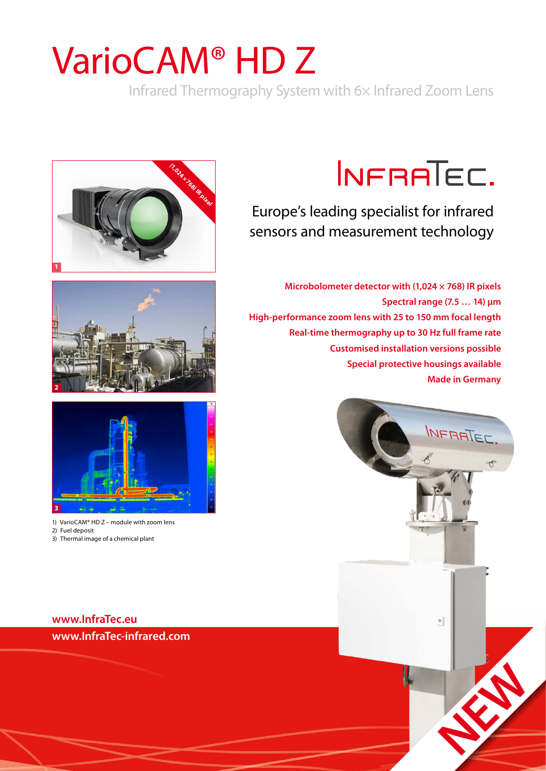# VarioCAM® HD Z

Infrared Thermography System with 6× Infrared Zoom Lens

INFRATEC.

Europe's leading specialist for infrared sensors and measurement technology

**Microbolometer detector with (1,024 × 768) IR pixels**
**Spectral range (7.5 … 14) µm**
**High-performance zoom lens with 25 to 150 mm focal length**
**Real-time thermography up to 30 Hz full frame rate**
**Customised installation versions possible**
**Special protective housings available**
**Made in Germany**

1) VarioCAM® HD Z – module with zoom lens
2) Fuel deposit
3) Thermal image of a chemical plant

**www.InfraTec.eu**
**www.InfraTec-infrared.com**

NEW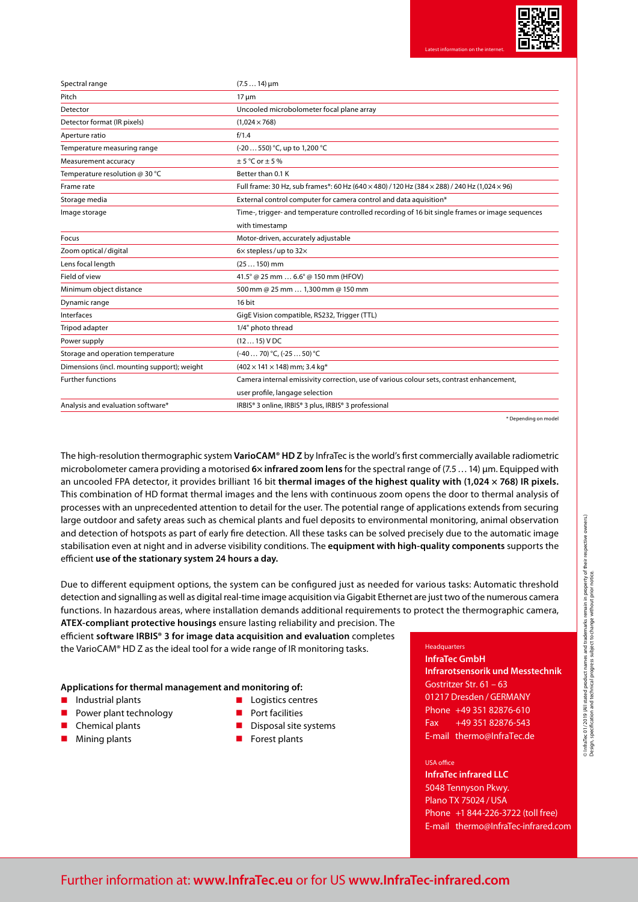Latest information on the internet.

| | |
|---|---|
| Spectral range | (7.5 … 14) µm |
| Pitch | 17 µm |
| Detector | Uncooled microbolometer focal plane array |
| Detector format (IR pixels) | (1,024 × 768) |
| Aperture ratio | f/1.4 |
| Temperature measuring range | (-20 … 550) °C, up to 1,200 °C |
| Measurement accuracy | ± 5 °C or ± 5 % |
| Temperature resolution @ 30 °C | Better than 0.1 K |
| Frame rate | Full frame: 30 Hz, sub frames*: 60 Hz (640 × 480) / 120 Hz (384 × 288) / 240 Hz (1,024 × 96) |
| Storage media | External control computer for camera control and data aquisition* |
| Image storage | Time-, trigger- and temperature controlled recording of 16 bit single frames or image sequences with timestamp |
| Focus | Motor-driven, accurately adjustable |
| Zoom optical / digital | 6× stepless / up to 32× |
| Lens focal length | (25 … 150) mm |
| Field of view | 41.5° @ 25 mm … 6.6° @ 150 mm (HFOV) |
| Minimum object distance | 500 mm @ 25 mm … 1,300 mm @ 150 mm |
| Dynamic range | 16 bit |
| Interfaces | GigE Vision compatible, RS232, Trigger (TTL) |
| Tripod adapter | 1/4" photo thread |
| Power supply | (12 … 15) V DC |
| Storage and operation temperature | (-40 … 70) °C, (-25 … 50) °C |
| Dimensions (incl. mounting support); weight | (402 × 141 × 148) mm; 3.4 kg* |
| Further functions | Camera internal emissivity correction, use of various colour sets, contrast enhancement, user profile, langage selection |
| Analysis and evaluation software* | IRBIS® 3 online, IRBIS® 3 plus, IRBIS® 3 professional |

\* Depending on model

The high-resolution thermographic system **VarioCAM® HD Z** by InfraTec is the world's first commercially available radiometric microbolometer camera providing a motorised **6× infrared zoom lens** for the spectral range of (7.5 … 14) µm. Equipped with an uncooled FPA detector, it provides brilliant 16 bit **thermal images of the highest quality with (1,024 × 768) IR pixels.** This combination of HD format thermal images and the lens with continuous zoom opens the door to thermal analysis of processes with an unprecedented attention to detail for the user. The potential range of applications extends from securing large outdoor and safety areas such as chemical plants and fuel deposits to environmental monitoring, animal observation and detection of hotspots as part of early fire detection. All these tasks can be solved precisely due to the automatic image stabilisation even at night and in adverse visibility conditions. The **equipment with high-quality components** supports the efficient **use of the stationary system 24 hours a day.**

Due to different equipment options, the system can be configured just as needed for various tasks: Automatic threshold detection and signalling as well as digital real-time image acquisition via Gigabit Ethernet are just two of the numerous camera functions. In hazardous areas, where installation demands additional requirements to protect the thermographic camera, **ATEX-compliant protective housings** ensure lasting reliability and precision. The efficient **software IRBIS® 3 for image data acquisition and evaluation** completes the VarioCAM® HD Z as the ideal tool for a wide range of IR monitoring tasks.

**Applications for thermal management and monitoring of:**

- Industrial plants
- Power plant technology
- Chemical plants
- Mining plants
- Logistics centres
- Port facilities
- Disposal site systems
- Forest plants

Headquarters
**InfraTec GmbH**
**Infrarotsensorik und Messtechnik**
Gostritzer Str. 61 – 63
01217 Dresden / GERMANY
Phone +49 351 82876-610
Fax +49 351 82876-543
E-mail thermo@InfraTec.de

USA office
**InfraTec infrared LLC**
5048 Tennyson Pkwy.
Plano TX 75024 / USA
Phone +1 844-226-3722 (toll free)
E-mail thermo@InfraTec-infrared.com

© InfraTec 01/2019 (All stated product names and trademarks remain in property of their respective owners.)
Design, specification and technical progress subject to change without prior notice.

Further information at: **www.InfraTec.eu** or for US **www.InfraTec-infrared.com**